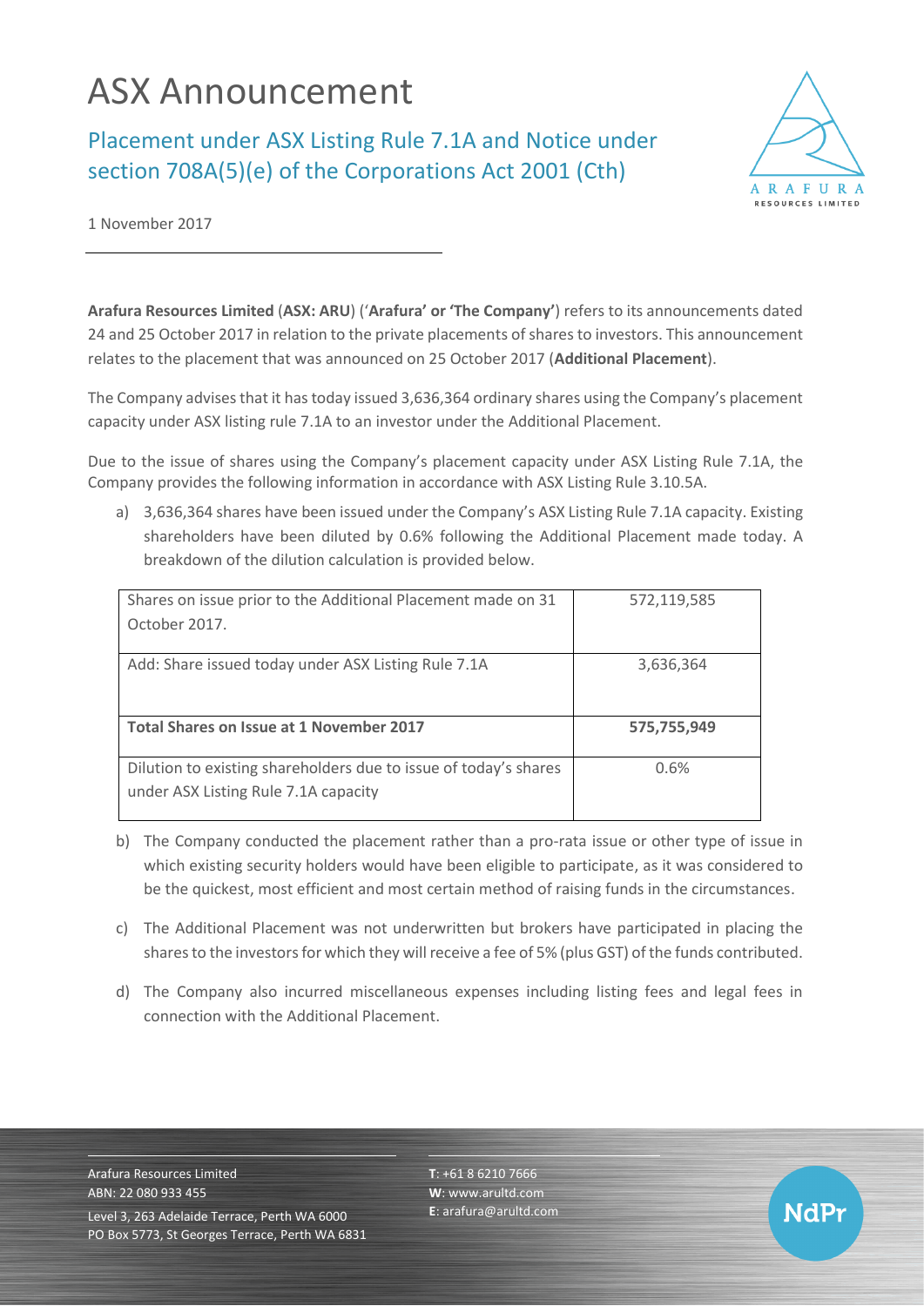# ASX Announcement

## Placement under ASX Listing Rule 7.1A and Notice under section 708A(5)(e) of the Corporations Act 2001 (Cth)

1 November 2017

**Arafura Resources Limited** (**ASX: ARU**) ('**Arafura' or 'The Company'**) refers to its announcements dated 24 and 25 October 2017 in relation to the private placements of shares to investors. This announcement relates to the placement that was announced on 25 October 2017 (**Additional Placement**).

The Company advises that it has today issued 3,636,364 ordinary shares using the Company's placement capacity under ASX listing rule 7.1A to an investor under the Additional Placement.

Due to the issue of shares using the Company's placement capacity under ASX Listing Rule 7.1A, the Company provides the following information in accordance with ASX Listing Rule 3.10.5A.

a) 3,636,364 shares have been issued under the Company's ASX Listing Rule 7.1A capacity. Existing shareholders have been diluted by 0.6% following the Additional Placement made today. A breakdown of the dilution calculation is provided below.

| | |
|---|---|
| Shares on issue prior to the Additional Placement made on 31 October 2017. | 572,119,585 |
| Add: Share issued today under ASX Listing Rule 7.1A | 3,636,364 |
| **Total Shares on Issue at 1 November 2017** | **575,755,949** |
| Dilution to existing shareholders due to issue of today's shares under ASX Listing Rule 7.1A capacity | 0.6% |

b) The Company conducted the placement rather than a pro-rata issue or other type of issue in which existing security holders would have been eligible to participate, as it was considered to be the quickest, most efficient and most certain method of raising funds in the circumstances.

c) The Additional Placement was not underwritten but brokers have participated in placing the shares to the investors for which they will receive a fee of 5% (plus GST) of the funds contributed.

d) The Company also incurred miscellaneous expenses including listing fees and legal fees in connection with the Additional Placement.

Arafura Resources Limited
ABN: 22 080 933 455
Level 3, 263 Adelaide Terrace, Perth WA 6000
PO Box 5773, St Georges Terrace, Perth WA 6831

**T**: +61 8 6210 7666
**W**: www.arultd.com
**E**: arafura@arultd.com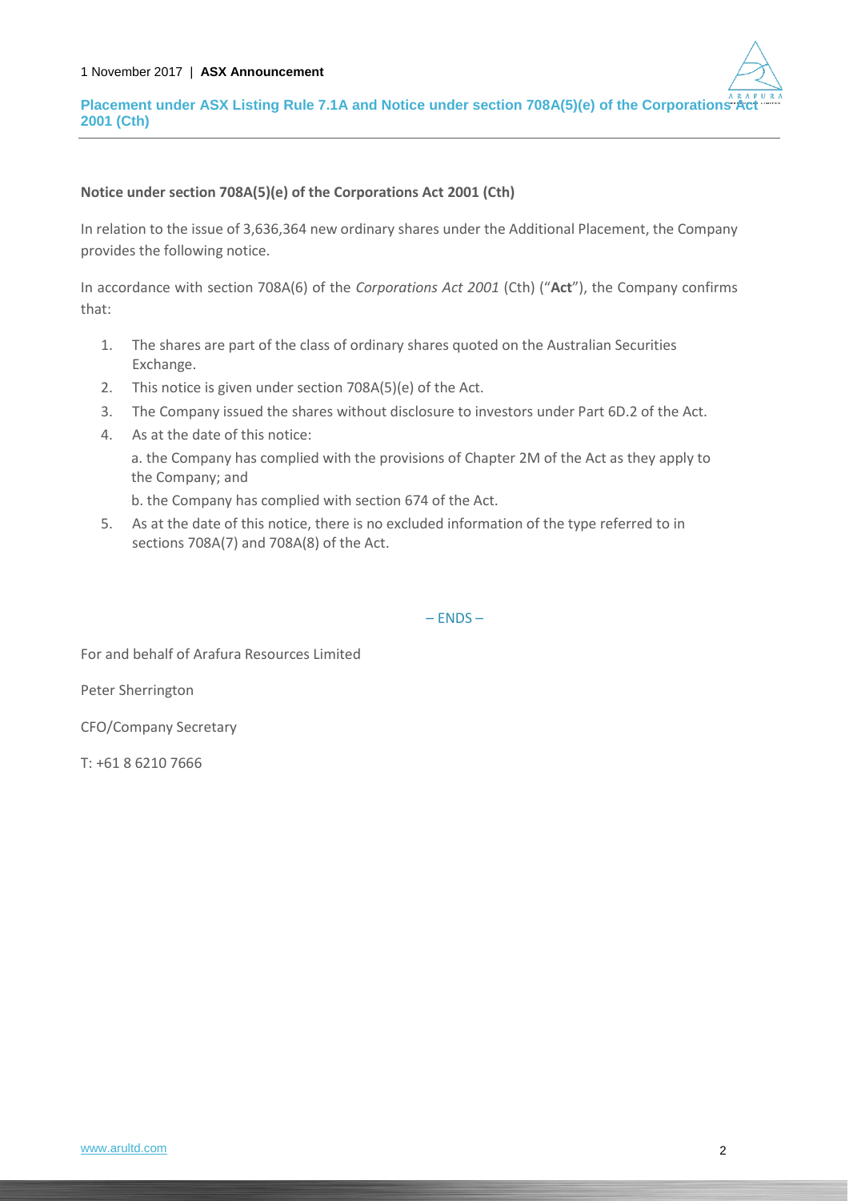**Notice under section 708A(5)(e) of the Corporations Act 2001 (Cth)**

In relation to the issue of 3,636,364 new ordinary shares under the Additional Placement, the Company provides the following notice.

In accordance with section 708A(6) of the *Corporations Act 2001* (Cth) ("**Act**"), the Company confirms that:

1. The shares are part of the class of ordinary shares quoted on the Australian Securities Exchange.
2. This notice is given under section 708A(5)(e) of the Act.
3. The Company issued the shares without disclosure to investors under Part 6D.2 of the Act.
4. As at the date of this notice:

   a. the Company has complied with the provisions of Chapter 2M of the Act as they apply to the Company; and

   b. the Company has complied with section 674 of the Act.
5. As at the date of this notice, there is no excluded information of the type referred to in sections 708A(7) and 708A(8) of the Act.

– ENDS –

For and behalf of Arafura Resources Limited

Peter Sherrington

CFO/Company Secretary

T: +61 8 6210 7666